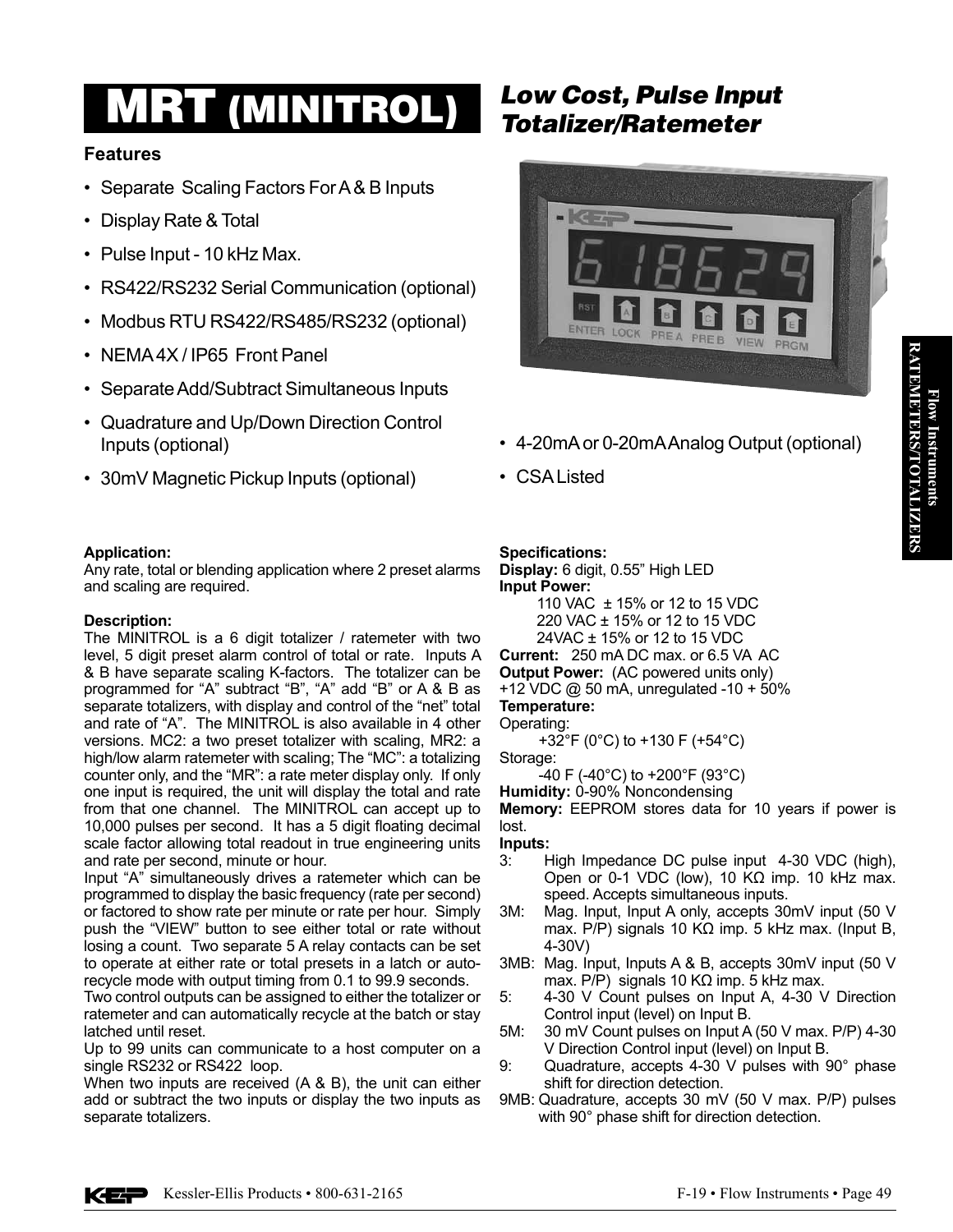# MRT (MINITROL)

## *Low Cost, Pulse Input Totalizer/Ratemeter*

### Features

- Separate Scaling Factors For A & B Inputs
- Display Rate & Total
- Pulse Input - 10 kHz Max.
- RS422/RS232 Serial Communication (optional)
- Modbus RTU RS422/RS485/RS232 (optional)
- NEMA 4X / IP65 Front Panel
- Separate Add/Subtract Simultaneous Inputs
- Quadrature and Up/Down Direction Control Inputs (optional)
- 30mV Magnetic Pickup Inputs (optional)
- 4-20mA or 0-20mA Analog Output (optional)
- CSA Listed

**Application:**
Any rate, total or blending application where 2 preset alarms and scaling are required.

**Description:**
The MINITROL is a 6 digit totalizer / ratemeter with two level, 5 digit preset alarm control of total or rate. Inputs A & B have separate scaling K-factors. The totalizer can be programmed for "A" subtract "B", "A" add "B" or A & B as separate totalizers, with display and control of the "net" total and rate of "A". The MINITROL is also available in 4 other versions. MC2: a two preset totalizer with scaling, MR2: a high/low alarm ratemeter with scaling; The "MC": a totalizing counter only, and the "MR": a rate meter display only. If only one input is required, the unit will display the total and rate from that one channel. The MINITROL can accept up to 10,000 pulses per second. It has a 5 digit floating decimal scale factor allowing total readout in true engineering units and rate per second, minute or hour.

Input "A" simultaneously drives a ratemeter which can be programmed to display the basic frequency (rate per second) or factored to show rate per minute or rate per hour. Simply push the "VIEW" button to see either total or rate without losing a count. Two separate 5 A relay contacts can be set to operate at either rate or total presets in a latch or auto-recycle mode with output timing from 0.1 to 99.9 seconds.

Two control outputs can be assigned to either the totalizer or ratemeter and can automatically recycle at the batch or stay latched until reset.

Up to 99 units can communicate to a host computer on a single RS232 or RS422 loop.

When two inputs are received (A & B), the unit can either add or subtract the two inputs or display the two inputs as separate totalizers.

**Specifications:**

**Display:** 6 digit, 0.55" High LED

**Input Power:**
110 VAC ± 15% or 12 to 15 VDC
220 VAC ± 15% or 12 to 15 VDC
24VAC ± 15% or 12 to 15 VDC

**Current:** 250 mA DC max. or 6.5 VA AC

**Output Power:** (AC powered units only)
+12 VDC @ 50 mA, unregulated -10 + 50%

**Temperature:**
Operating:
+32°F (0°C) to +130 F (+54°C)
Storage:
-40 F (-40°C) to +200°F (93°C)

**Humidity:** 0-90% Noncondensing

**Memory:** EEPROM stores data for 10 years if power is lost.

**Inputs:**

- 3: High Impedance DC pulse input 4-30 VDC (high), Open or 0-1 VDC (low), 10 KΩ imp. 10 kHz max. speed. Accepts simultaneous inputs.
- 3M: Mag. Input, Input A only, accepts 30mV input (50 V max. P/P) signals 10 KΩ imp. 5 kHz max. (Input B, 4-30V)
- 3MB: Mag. Input, Inputs A & B, accepts 30mV input (50 V max. P/P) signals 10 KΩ imp. 5 kHz max.
- 5: 4-30 V Count pulses on Input A, 4-30 V Direction Control input (level) on Input B.
- 5M: 30 mV Count pulses on Input A (50 V max. P/P) 4-30 V Direction Control input (level) on Input B.
- 9: Quadrature, accepts 4-30 V pulses with 90° phase shift for direction detection.
- 9MB: Quadrature, accepts 30 mV (50 V max. P/P) pulses with 90° phase shift for direction detection.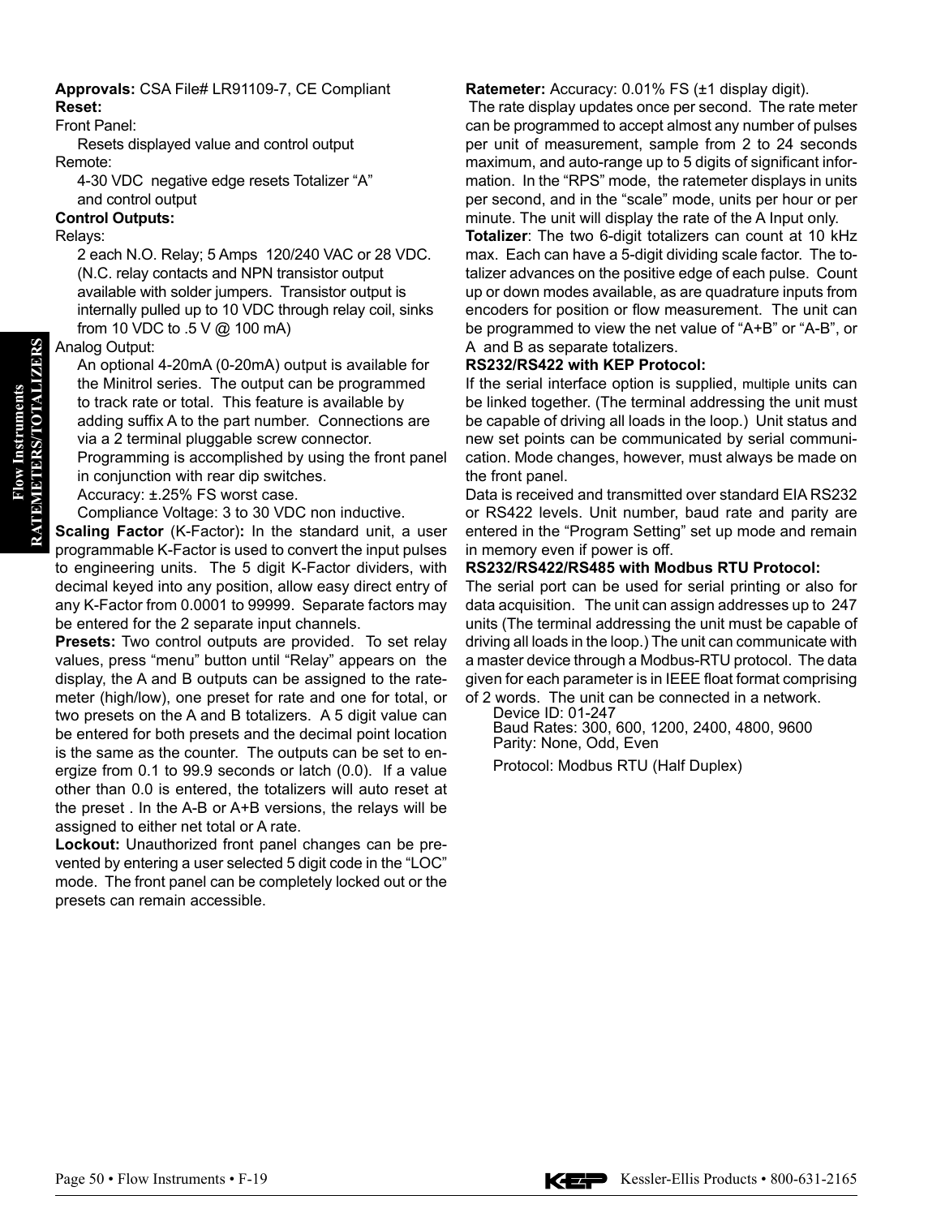**Approvals:** CSA File# LR91109-7, CE Compliant

**Reset:**

Front Panel:

Resets displayed value and control output

Remote:

4-30 VDC negative edge resets Totalizer "A" and control output

**Control Outputs:**

Relays:

2 each N.O. Relay; 5 Amps 120/240 VAC or 28 VDC. (N.C. relay contacts and NPN transistor output available with solder jumpers. Transistor output is internally pulled up to 10 VDC through relay coil, sinks from 10 VDC to .5 V @ 100 mA)

Analog Output:

An optional 4-20mA (0-20mA) output is available for the Minitrol series. The output can be programmed to track rate or total. This feature is available by adding suffix A to the part number. Connections are via a 2 terminal pluggable screw connector.

Programming is accomplished by using the front panel in conjunction with rear dip switches.

Accuracy: ±.25% FS worst case.

Compliance Voltage: 3 to 30 VDC non inductive.

**Scaling Factor** (K-Factor)**:** In the standard unit, a user programmable K-Factor is used to convert the input pulses to engineering units. The 5 digit K-Factor dividers, with decimal keyed into any position, allow easy direct entry of any K-Factor from 0.0001 to 99999. Separate factors may be entered for the 2 separate input channels.

**Presets:** Two control outputs are provided. To set relay values, press "menu" button until "Relay" appears on the display, the A and B outputs can be assigned to the ratemeter (high/low), one preset for rate and one for total, or two presets on the A and B totalizers. A 5 digit value can be entered for both presets and the decimal point location is the same as the counter. The outputs can be set to energize from 0.1 to 99.9 seconds or latch (0.0). If a value other than 0.0 is entered, the totalizers will auto reset at the preset . In the A-B or A+B versions, the relays will be assigned to either net total or A rate.

**Lockout:** Unauthorized front panel changes can be prevented by entering a user selected 5 digit code in the "LOC" mode. The front panel can be completely locked out or the presets can remain accessible.

**Ratemeter:** Accuracy: 0.01% FS (±1 display digit).

The rate display updates once per second. The rate meter can be programmed to accept almost any number of pulses per unit of measurement, sample from 2 to 24 seconds maximum, and auto-range up to 5 digits of significant information. In the "RPS" mode, the ratemeter displays in units per second, and in the "scale" mode, units per hour or per minute. The unit will display the rate of the A Input only.

**Totalizer**: The two 6-digit totalizers can count at 10 kHz max. Each can have a 5-digit dividing scale factor. The totalizer advances on the positive edge of each pulse. Count up or down modes available, as are quadrature inputs from encoders for position or flow measurement. The unit can be programmed to view the net value of "A+B" or "A-B", or A and B as separate totalizers.

**RS232/RS422 with KEP Protocol:**

If the serial interface option is supplied, multiple units can be linked together. (The terminal addressing the unit must be capable of driving all loads in the loop.) Unit status and new set points can be communicated by serial communication. Mode changes, however, must always be made on the front panel.

Data is received and transmitted over standard EIA RS232 or RS422 levels. Unit number, baud rate and parity are entered in the "Program Setting" set up mode and remain in memory even if power is off.

**RS232/RS422/RS485 with Modbus RTU Protocol:**

The serial port can be used for serial printing or also for data acquisition. The unit can assign addresses up to 247 units (The terminal addressing the unit must be capable of driving all loads in the loop.) The unit can communicate with a master device through a Modbus-RTU protocol. The data given for each parameter is in IEEE float format comprising of 2 words. The unit can be connected in a network.

Device ID: 01-247
Baud Rates: 300, 600, 1200, 2400, 4800, 9600
Parity: None, Odd, Even

Protocol: Modbus RTU (Half Duplex)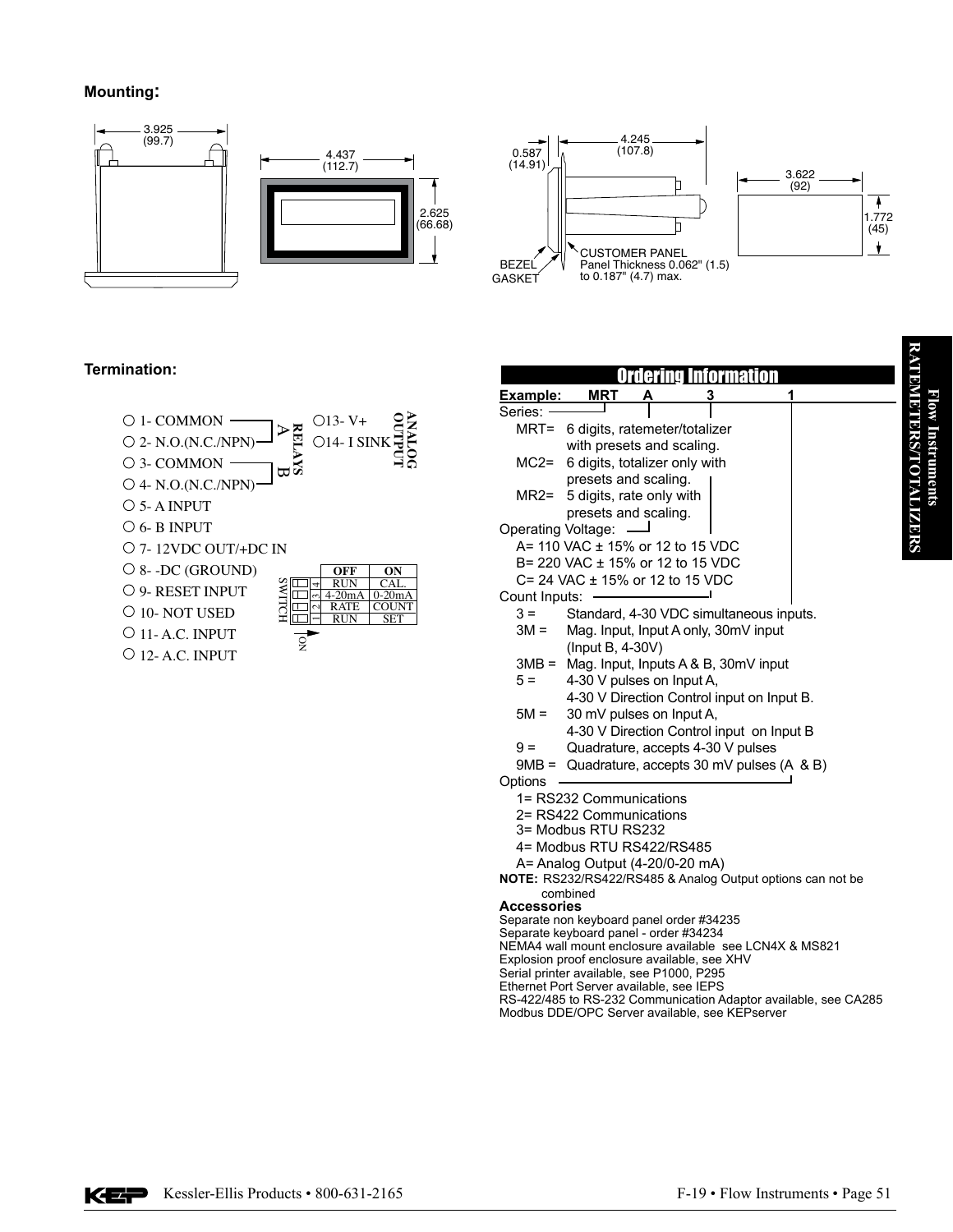## Mounting:

3.925 (99.7)

4.437 (112.7)

2.625 (66.68)

0.587 (14.91)

4.245 (107.8)

3.622 (92)

1.772 (45)

BEZEL

GASKET

CUSTOMER PANEL
Panel Thickness 0.062" (1.5) to 0.187" (4.7) max.

## Termination:

- 1- COMMON
- 2- N.O.(N.C./NPN)
- 3- COMMON
- 4- N.O.(N.C./NPN)
- 5- A INPUT
- 6- B INPUT
- 7- 12VDC OUT/+DC IN
- 8- -DC (GROUND)
- 9- RESET INPUT
- 10- NOT USED
- 11- A.C. INPUT
- 12- A.C. INPUT

RELAYS A (1-2), B (3-4)

ANALOG OUTPUT
- 13- V+
- 14- I SINK

SWITCH

| | OFF | ON |
|---|---|---|
| 4 | RUN | CAL. |
| 3 | 4-20mA | 0-20mA |
| 2 | RATE | COUNT |
| 1 | RUN | SET |

ON

## Ordering Information

**Example: MRT A 3 1**

Series:
- MRT= 6 digits, ratemeter/totalizer with presets and scaling.
- MC2= 6 digits, totalizer only with presets and scaling.
- MR2= 5 digits, rate only with presets and scaling.

Operating Voltage:
- A= 110 VAC ± 15% or 12 to 15 VDC
- B= 220 VAC ± 15% or 12 to 15 VDC
- C= 24 VAC ± 15% or 12 to 15 VDC

Count Inputs:
- 3 = Standard, 4-30 VDC simultaneous inputs.
- 3M = Mag. Input, Input A only, 30mV input (Input B, 4-30V)
- 3MB = Mag. Input, Inputs A & B, 30mV input
- 5 = 4-30 V pulses on Input A, 4-30 V Direction Control input on Input B.
- 5M = 30 mV pulses on Input A, 4-30 V Direction Control input on Input B
- 9 = Quadrature, accepts 4-30 V pulses
- 9MB = Quadrature, accepts 30 mV pulses (A & B)

Options
- 1= RS232 Communications
- 2= RS422 Communications
- 3= Modbus RTU RS232
- 4= Modbus RTU RS422/RS485
- A= Analog Output (4-20/0-20 mA)

**NOTE:** RS232/RS422/RS485 & Analog Output options can not be combined

**Accessories**

Separate non keyboard panel order #34235
Separate keyboard panel - order #34234
NEMA4 wall mount enclosure available see LCN4X & MS821
Explosion proof enclosure available, see XHV
Serial printer available, see P1000, P295
Ethernet Port Server available, see IEPS
RS-422/485 to RS-232 Communication Adaptor available, see CA285
Modbus DDE/OPC Server available, see KEPserver